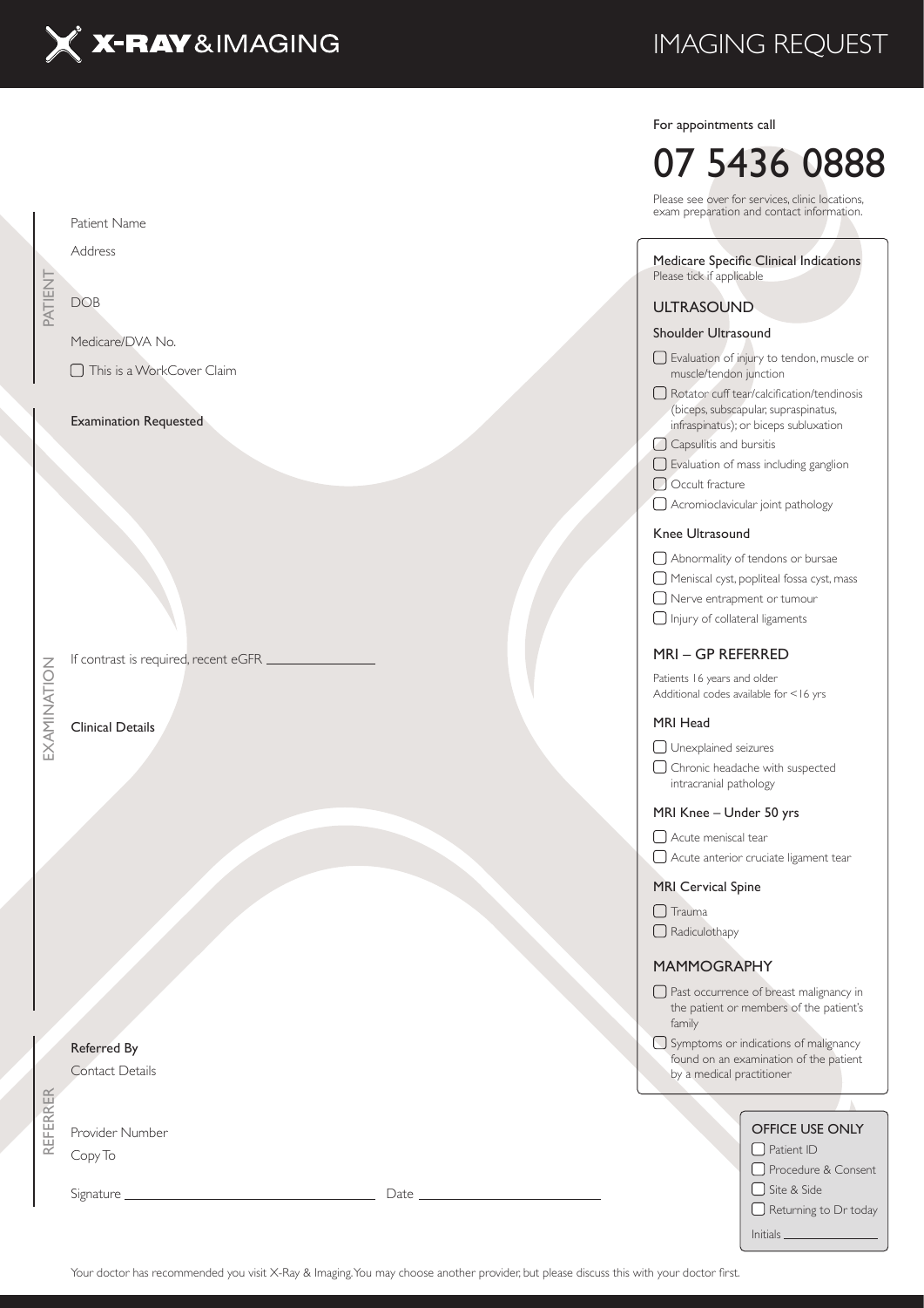# X-RAY & IMAGING

# IMAGING REQUEST

For appointments call

## 07 5436 0888

Please see over for services, clinic locations, exam preparation and contact information.

## PATIENT

Patient Name

Address

DOB

Medicare/DVA No.

☐ This is a WorkCover Claim

## EXAMINATION

**Examination Requested**

If contrast is required, recent eGFR ________________

**Clinical Details**

## REFERRER

**Referred By**

Contact Details

Provider Number

Copy To

Signature ________________________________ Date ________________________

---

**Medicare Specific Clinical Indications**
Please tick if applicable

### ULTRASOUND

**Shoulder Ultrasound**

- ☐ Evaluation of injury to tendon, muscle or muscle/tendon junction
- ☐ Rotator cuff tear/calcification/tendinosis (biceps, subscapular, supraspinatus, infraspinatus); or biceps subluxation
- ☐ Capsulitis and bursitis
- ☐ Evaluation of mass including ganglion
- ☐ Occult fracture
- ☐ Acromioclavicular joint pathology

**Knee Ultrasound**

- ☐ Abnormality of tendons or bursae
- ☐ Meniscal cyst, popliteal fossa cyst, mass
- ☐ Nerve entrapment or tumour
- ☐ Injury of collateral ligaments

### MRI – GP REFERRED

Patients 16 years and older
Additional codes available for <16 yrs

**MRI Head**

- ☐ Unexplained seizures
- ☐ Chronic headache with suspected intracranial pathology

**MRI Knee – Under 50 yrs**

- ☐ Acute meniscal tear
- ☐ Acute anterior cruciate ligament tear

**MRI Cervical Spine**

- ☐ Trauma
- ☐ Radiculothapy

### MAMMOGRAPHY

- ☐ Past occurrence of breast malignancy in the patient or members of the patient's family
- ☐ Symptoms or indications of malignancy found on an examination of the patient by a medical practitioner

---

**OFFICE USE ONLY**

- ☐ Patient ID
- ☐ Procedure & Consent
- ☐ Site & Side
- ☐ Returning to Dr today

Initials ____________

Your doctor has recommended you visit X-Ray & Imaging. You may choose another provider, but please discuss this with your doctor first.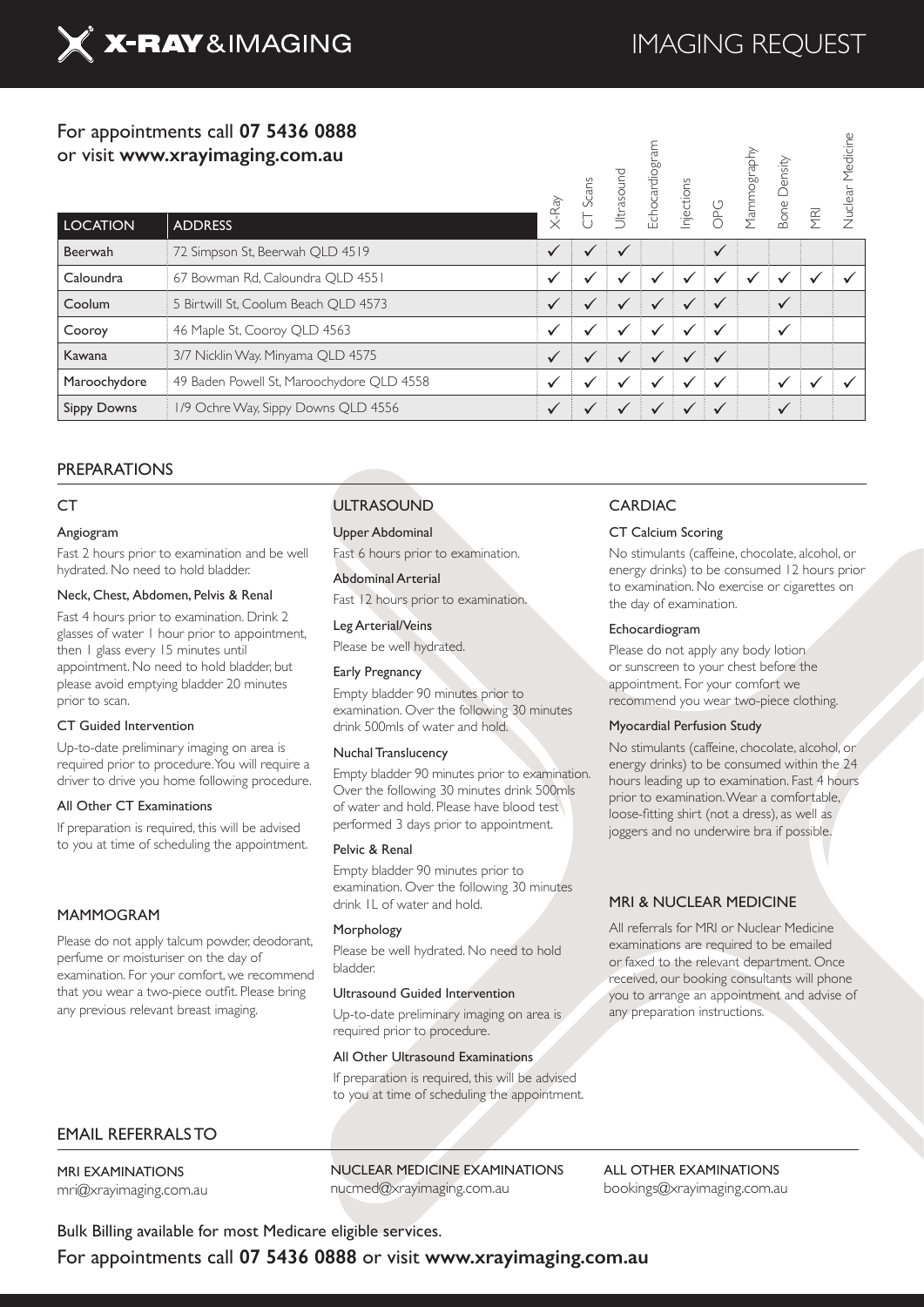# X-RAY & IMAGING

# IMAGING REQUEST

For appointments call **07 5436 0888**
or visit **www.xrayimaging.com.au**

| LOCATION | ADDRESS | X-Ray | CT Scans | Ultrasound | Echocardiogram | Injections | OPG | Mammography | Bone Density | MRI | Nuclear Medicine |
|---|---|---|---|---|---|---|---|---|---|---|---|
| Beerwah | 72 Simpson St, Beerwah QLD 4519 | ✓ | ✓ | ✓ | | | ✓ | | | | |
| Caloundra | 67 Bowman Rd, Caloundra QLD 4551 | ✓ | ✓ | ✓ | ✓ | ✓ | ✓ | ✓ | ✓ | ✓ | ✓ |
| Coolum | 5 Birtwill St, Coolum Beach QLD 4573 | ✓ | ✓ | ✓ | ✓ | ✓ | ✓ | | ✓ | | |
| Cooroy | 46 Maple St, Cooroy QLD 4563 | ✓ | ✓ | ✓ | ✓ | ✓ | ✓ | | ✓ | | |
| Kawana | 3/7 Nicklin Way. Minyama QLD 4575 | ✓ | ✓ | ✓ | ✓ | ✓ | ✓ | | | | |
| Maroochydore | 49 Baden Powell St, Maroochydore QLD 4558 | ✓ | ✓ | ✓ | ✓ | ✓ | ✓ | | ✓ | ✓ | ✓ |
| Sippy Downs | 1/9 Ochre Way, Sippy Downs QLD 4556 | ✓ | ✓ | ✓ | ✓ | ✓ | ✓ | | ✓ | | |

## PREPARATIONS

### CT

**Angiogram**

Fast 2 hours prior to examination and be well hydrated. No need to hold bladder.

**Neck, Chest, Abdomen, Pelvis & Renal**

Fast 4 hours prior to examination. Drink 2 glasses of water 1 hour prior to appointment, then 1 glass every 15 minutes until appointment. No need to hold bladder, but please avoid emptying bladder 20 minutes prior to scan.

**CT Guided Intervention**

Up-to-date preliminary imaging on area is required prior to procedure. You will require a driver to drive you home following procedure.

**All Other CT Examinations**

If preparation is required, this will be advised to you at time of scheduling the appointment.

### MAMMOGRAM

Please do not apply talcum powder, deodorant, perfume or moisturiser on the day of examination. For your comfort, we recommend that you wear a two-piece outfit. Please bring any previous relevant breast imaging.

### ULTRASOUND

**Upper Abdominal**

Fast 6 hours prior to examination.

**Abdominal Arterial**

Fast 12 hours prior to examination.

**Leg Arterial/Veins**

Please be well hydrated.

**Early Pregnancy**

Empty bladder 90 minutes prior to examination. Over the following 30 minutes drink 500mls of water and hold.

**Nuchal Translucency**

Empty bladder 90 minutes prior to examination. Over the following 30 minutes drink 500mls of water and hold. Please have blood test performed 3 days prior to appointment.

**Pelvic & Renal**

Empty bladder 90 minutes prior to examination. Over the following 30 minutes drink 1L of water and hold.

**Morphology**

Please be well hydrated. No need to hold bladder.

**Ultrasound Guided Intervention**

Up-to-date preliminary imaging on area is required prior to procedure.

**All Other Ultrasound Examinations**

If preparation is required, this will be advised to you at time of scheduling the appointment.

### CARDIAC

**CT Calcium Scoring**

No stimulants (caffeine, chocolate, alcohol, or energy drinks) to be consumed 12 hours prior to examination. No exercise or cigarettes on the day of examination.

**Echocardiogram**

Please do not apply any body lotion or sunscreen to your chest before the appointment. For your comfort we recommend you wear two-piece clothing.

**Myocardial Perfusion Study**

No stimulants (caffeine, chocolate, alcohol, or energy drinks) to be consumed within the 24 hours leading up to examination. Fast 4 hours prior to examination. Wear a comfortable, loose-fitting shirt (not a dress), as well as joggers and no underwire bra if possible.

### MRI & NUCLEAR MEDICINE

All referrals for MRI or Nuclear Medicine examinations are required to be emailed or faxed to the relevant department. Once received, our booking consultants will phone you to arrange an appointment and advise of any preparation instructions.

## EMAIL REFERRALS TO

MRI EXAMINATIONS
mri@xrayimaging.com.au

NUCLEAR MEDICINE EXAMINATIONS
nucmed@xrayimaging.com.au

ALL OTHER EXAMINATIONS
bookings@xrayimaging.com.au

Bulk Billing available for most Medicare eligible services.

For appointments call **07 5436 0888** or visit **www.xrayimaging.com.au**